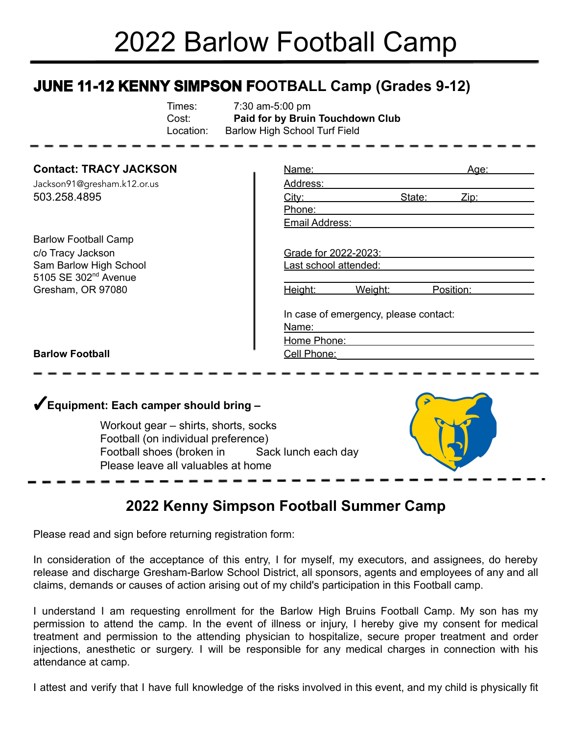# 2022 Barlow Football Camp

## JUNE 11-12 KENNY SIMPSON FOOTBALL Camp (Grades 9-12)

Times: 7:30 am-5:00 pm
Cost: **Paid for by Bruin Touchdown Club**
Location: Barlow High School Turf Field

**Contact: TRACY JACKSON**
Jackson91@gresham.k12.or.us
503.258.4895

Barlow Football Camp
c/o Tracy Jackson
Sam Barlow High School
5105 SE 302nd Avenue
Gresham, OR 97080

**Barlow Football**

Name: ______________________ Age: ________
Address: ______________________
City: ____________ State: ______ Zip: ________
Phone: ______________________
Email Address: ______________________

Grade for 2022-2023: ______________________
Last school attended: ______________________

Height: ________ Weight: ________ Position: ________

In case of emergency, please contact:
Name: ______________________
Home Phone: ______________________
Cell Phone: ______________________

✔**Equipment: Each camper should bring –**

Workout gear – shirts, shorts, socks
Football (on individual preference)
Football shoes (broken in Sack lunch each day
Please leave all valuables at home

## 2022 Kenny Simpson Football Summer Camp

Please read and sign before returning registration form:

In consideration of the acceptance of this entry, I for myself, my executors, and assignees, do hereby release and discharge Gresham-Barlow School District, all sponsors, agents and employees of any and all claims, demands or causes of action arising out of my child's participation in this Football camp.

I understand I am requesting enrollment for the Barlow High Bruins Football Camp. My son has my permission to attend the camp. In the event of illness or injury, I hereby give my consent for medical treatment and permission to the attending physician to hospitalize, secure proper treatment and order injections, anesthetic or surgery. I will be responsible for any medical charges in connection with his attendance at camp.

I attest and verify that I have full knowledge of the risks involved in this event, and my child is physically fit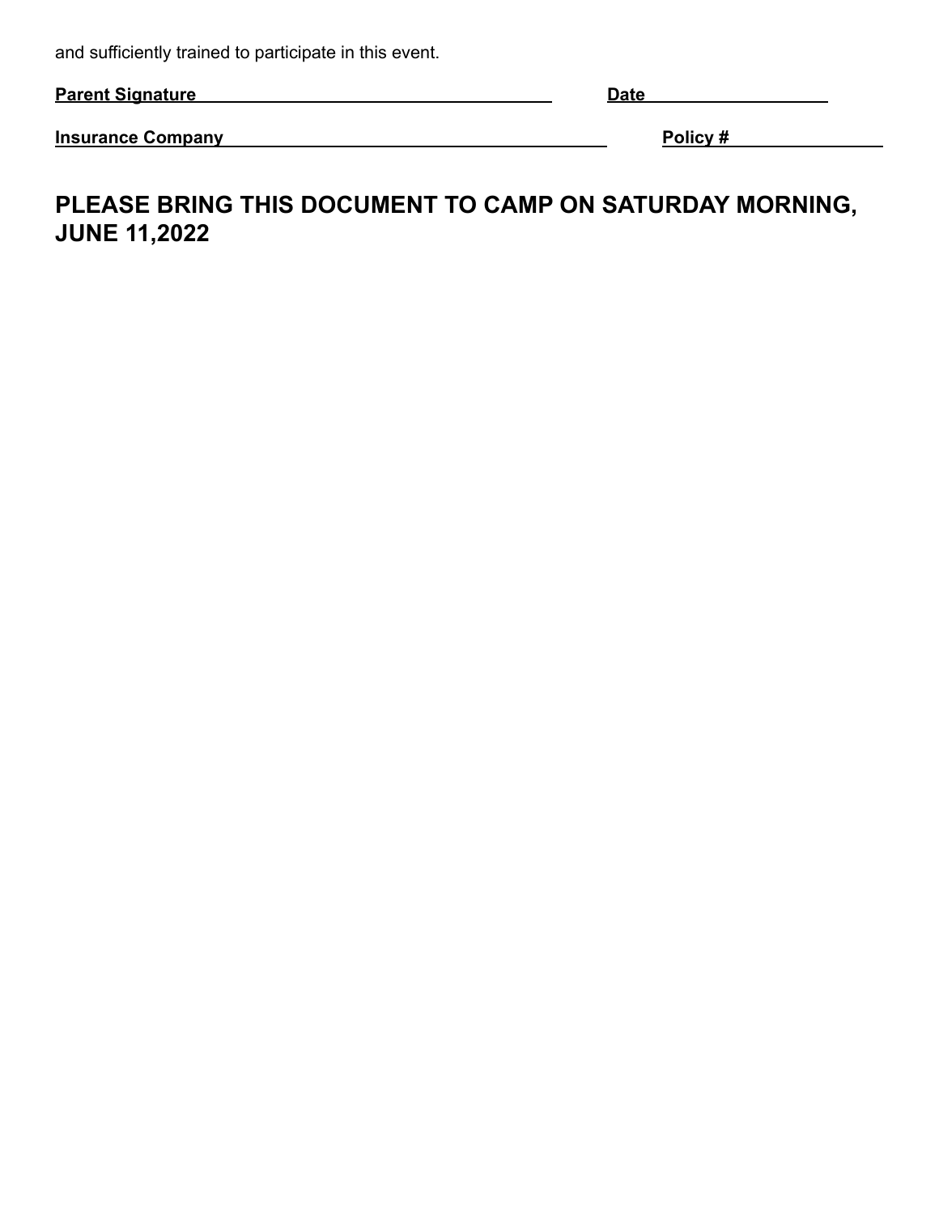and sufficiently trained to participate in this event.

**Parent Signature** ____________________________________ **Date** __________________

**Insurance Company** ____________________________________ **Policy #** ______________

## PLEASE BRING THIS DOCUMENT TO CAMP ON SATURDAY MORNING, JUNE 11,2022